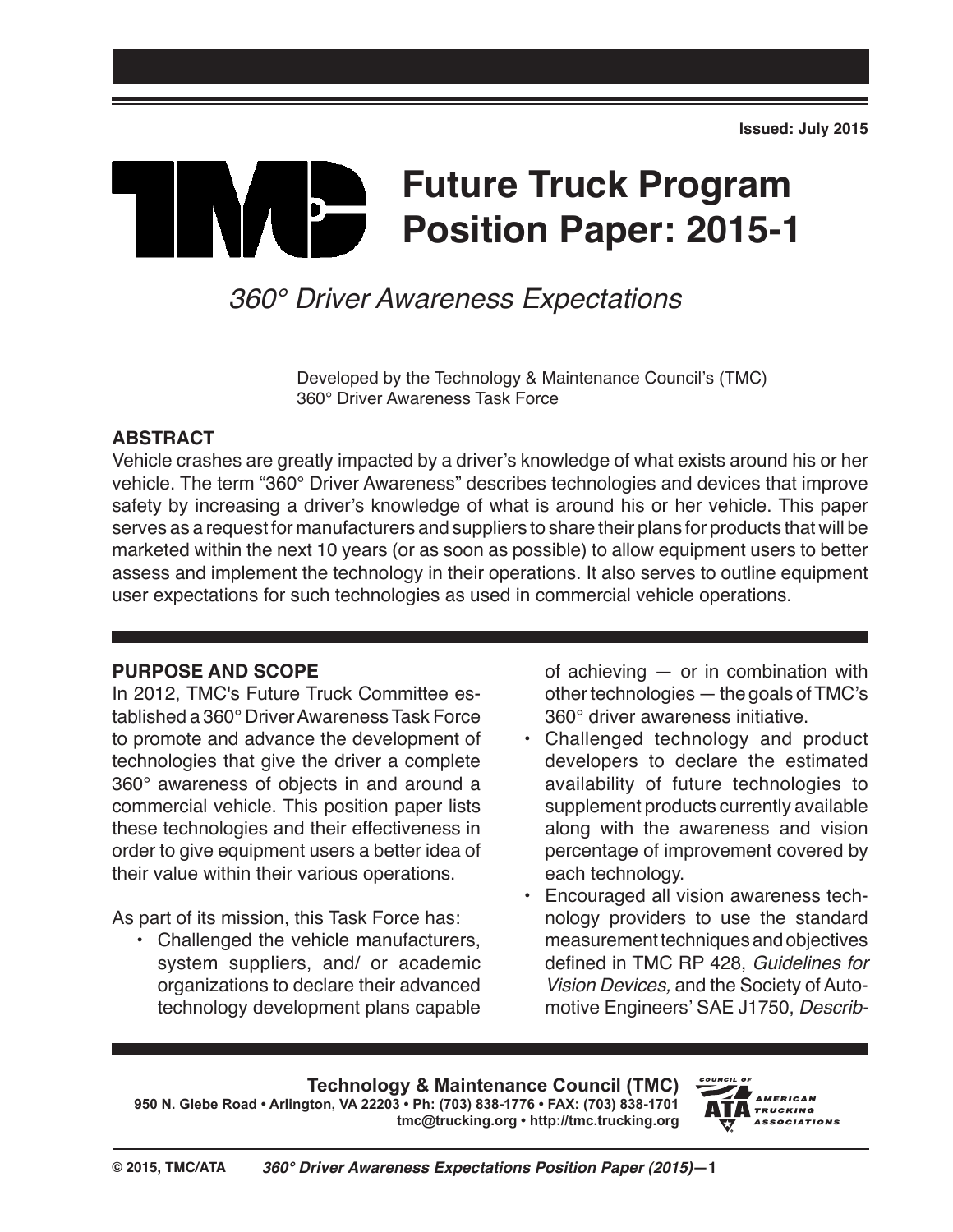Issued: July 2015

# Future Truck Program Position Paper: 2015-1

## *360° Driver Awareness Expectations*

Developed by the Technology & Maintenance Council's (TMC) 360° Driver Awareness Task Force

### ABSTRACT

Vehicle crashes are greatly impacted by a driver's knowledge of what exists around his or her vehicle. The term "360° Driver Awareness" describes technologies and devices that improve safety by increasing a driver's knowledge of what is around his or her vehicle. This paper serves as a request for manufacturers and suppliers to share their plans for products that will be marketed within the next 10 years (or as soon as possible) to allow equipment users to better assess and implement the technology in their operations. It also serves to outline equipment user expectations for such technologies as used in commercial vehicle operations.

### PURPOSE AND SCOPE

In 2012, TMC's Future Truck Committee established a 360° Driver Awareness Task Force to promote and advance the development of technologies that give the driver a complete 360° awareness of objects in and around a commercial vehicle. This position paper lists these technologies and their effectiveness in order to give equipment users a better idea of their value within their various operations.

As part of its mission, this Task Force has:

- Challenged the vehicle manufacturers, system suppliers, and/ or academic organizations to declare their advanced technology development plans capable of achieving — or in combination with other technologies — the goals of TMC's 360° driver awareness initiative.
- Challenged technology and product developers to declare the estimated availability of future technologies to supplement products currently available along with the awareness and vision percentage of improvement covered by each technology.
- Encouraged all vision awareness technology providers to use the standard measurement techniques and objectives defined in TMC RP 428, *Guidelines for Vision Devices,* and the Society of Automotive Engineers' SAE J1750, *Describ-*

**Technology & Maintenance Council (TMC)**
950 N. Glebe Road • Arlington, VA 22203 • Ph: (703) 838-1776 • FAX: (703) 838-1701
tmc@trucking.org • http://tmc.trucking.org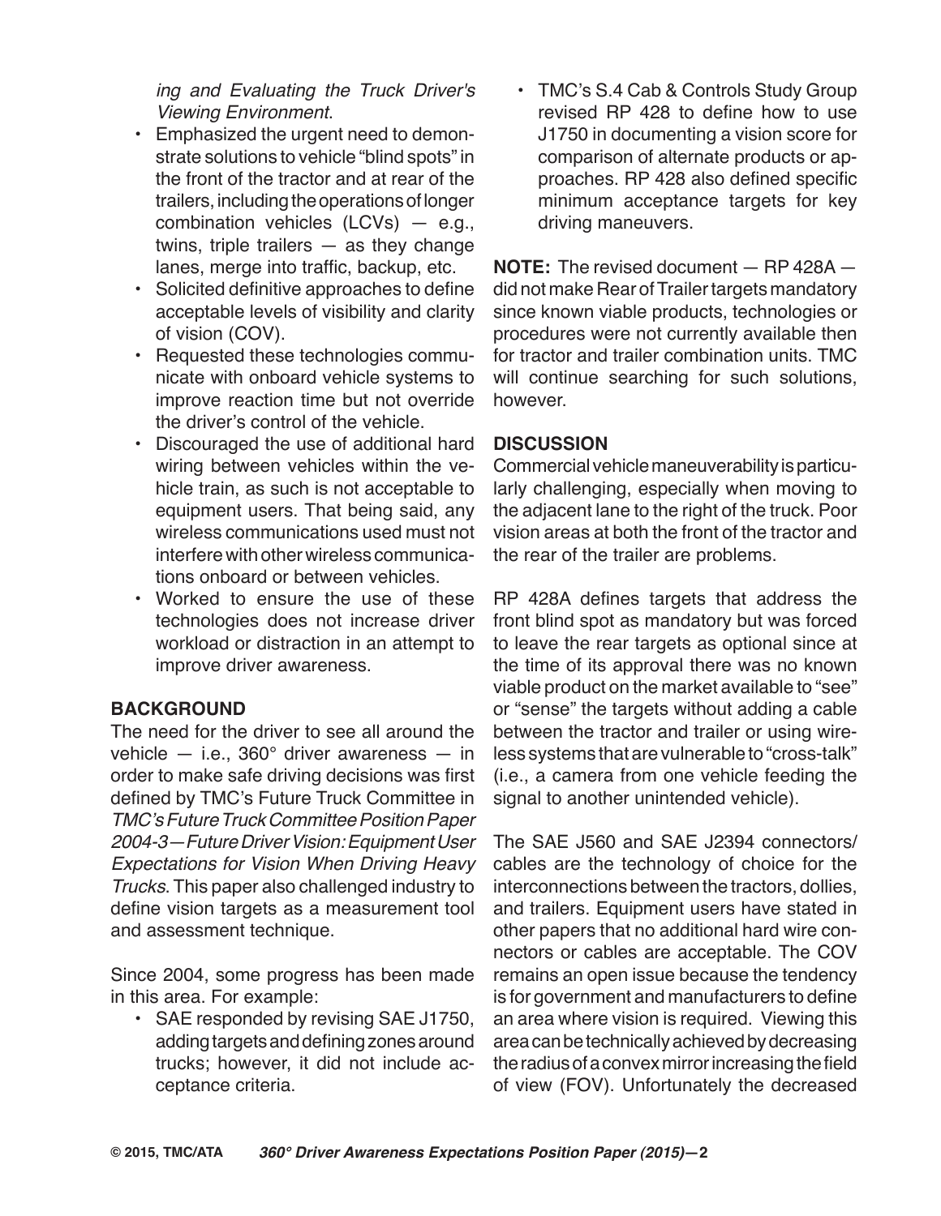*ing and Evaluating the Truck Driver's Viewing Environment*.

- Emphasized the urgent need to demonstrate solutions to vehicle "blind spots" in the front of the tractor and at rear of the trailers, including the operations of longer combination vehicles (LCVs) — e.g., twins, triple trailers — as they change lanes, merge into traffic, backup, etc.
- Solicited definitive approaches to define acceptable levels of visibility and clarity of vision (COV).
- Requested these technologies communicate with onboard vehicle systems to improve reaction time but not override the driver's control of the vehicle.
- Discouraged the use of additional hard wiring between vehicles within the vehicle train, as such is not acceptable to equipment users. That being said, any wireless communications used must not interfere with other wireless communications onboard or between vehicles.
- Worked to ensure the use of these technologies does not increase driver workload or distraction in an attempt to improve driver awareness.

## BACKGROUND

The need for the driver to see all around the vehicle — i.e., 360° driver awareness — in order to make safe driving decisions was first defined by TMC's Future Truck Committee in *TMC's Future Truck Committee Position Paper 2004-3—Future Driver Vision: Equipment User Expectations for Vision When Driving Heavy Trucks*. This paper also challenged industry to define vision targets as a measurement tool and assessment technique.

Since 2004, some progress has been made in this area. For example:

- SAE responded by revising SAE J1750, adding targets and defining zones around trucks; however, it did not include acceptance criteria.
- TMC's S.4 Cab & Controls Study Group revised RP 428 to define how to use J1750 in documenting a vision score for comparison of alternate products or approaches. RP 428 also defined specific minimum acceptance targets for key driving maneuvers.

**NOTE:** The revised document — RP 428A — did not make Rear of Trailer targets mandatory since known viable products, technologies or procedures were not currently available then for tractor and trailer combination units. TMC will continue searching for such solutions, however.

## DISCUSSION

Commercial vehicle maneuverability is particularly challenging, especially when moving to the adjacent lane to the right of the truck. Poor vision areas at both the front of the tractor and the rear of the trailer are problems.

RP 428A defines targets that address the front blind spot as mandatory but was forced to leave the rear targets as optional since at the time of its approval there was no known viable product on the market available to "see" or "sense" the targets without adding a cable between the tractor and trailer or using wireless systems that are vulnerable to "cross-talk" (i.e., a camera from one vehicle feeding the signal to another unintended vehicle).

The SAE J560 and SAE J2394 connectors/cables are the technology of choice for the interconnections between the tractors, dollies, and trailers. Equipment users have stated in other papers that no additional hard wire connectors or cables are acceptable. The COV remains an open issue because the tendency is for government and manufacturers to define an area where vision is required. Viewing this area can be technically achieved by decreasing the radius of a convex mirror increasing the field of view (FOV). Unfortunately the decreased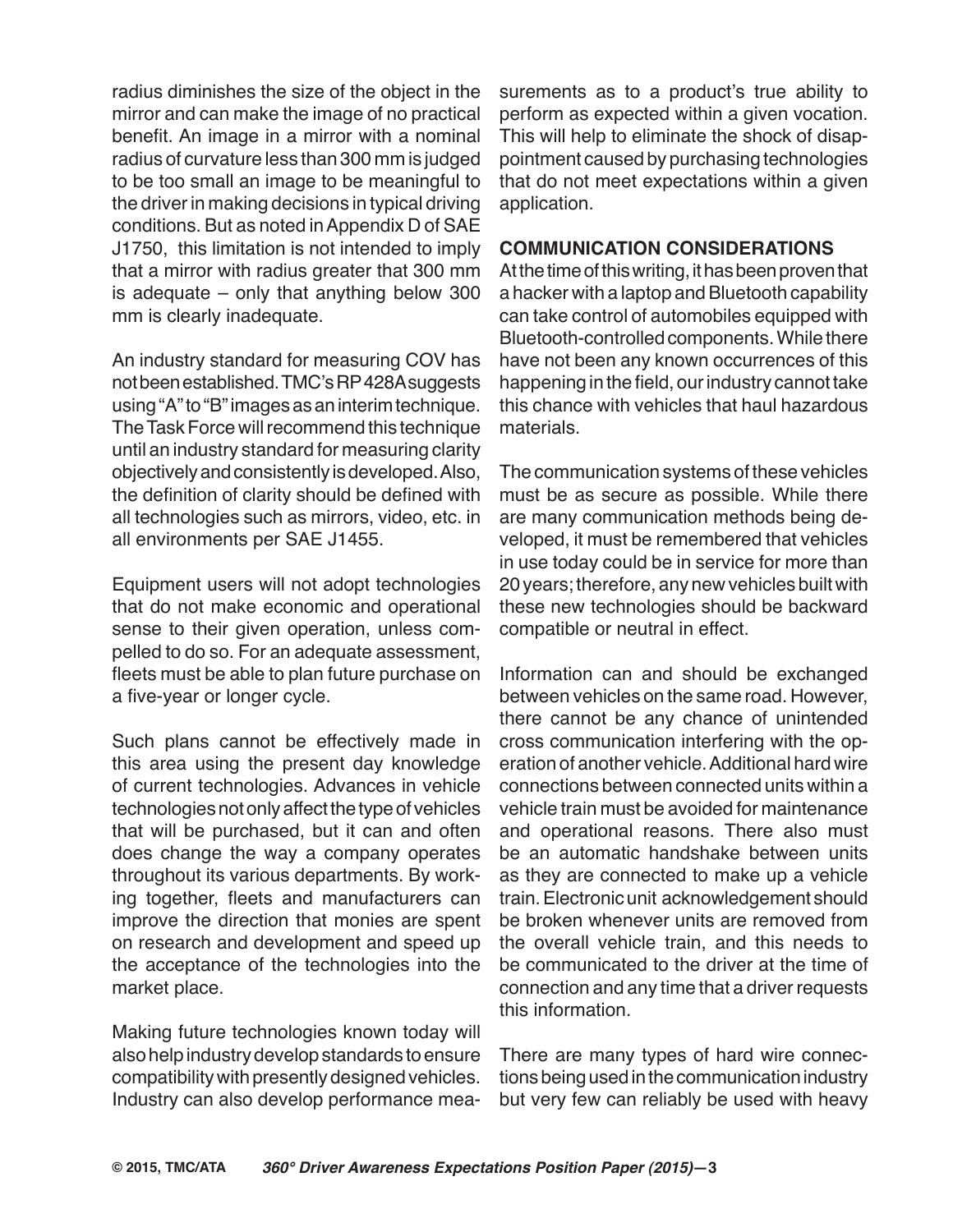radius diminishes the size of the object in the mirror and can make the image of no practical benefit. An image in a mirror with a nominal radius of curvature less than 300 mm is judged to be too small an image to be meaningful to the driver in making decisions in typical driving conditions. But as noted in Appendix D of SAE J1750, this limitation is not intended to imply that a mirror with radius greater that 300 mm is adequate – only that anything below 300 mm is clearly inadequate.

An industry standard for measuring COV has not been established. TMC's RP 428A suggests using "A" to "B" images as an interim technique. The Task Force will recommend this technique until an industry standard for measuring clarity objectively and consistently is developed. Also, the definition of clarity should be defined with all technologies such as mirrors, video, etc. in all environments per SAE J1455.

Equipment users will not adopt technologies that do not make economic and operational sense to their given operation, unless compelled to do so. For an adequate assessment, fleets must be able to plan future purchase on a five-year or longer cycle.

Such plans cannot be effectively made in this area using the present day knowledge of current technologies. Advances in vehicle technologies not only affect the type of vehicles that will be purchased, but it can and often does change the way a company operates throughout its various departments. By working together, fleets and manufacturers can improve the direction that monies are spent on research and development and speed up the acceptance of the technologies into the market place.

Making future technologies known today will also help industry develop standards to ensure compatibility with presently designed vehicles. Industry can also develop performance measurements as to a product's true ability to perform as expected within a given vocation. This will help to eliminate the shock of disappointment caused by purchasing technologies that do not meet expectations within a given application.

## COMMUNICATION CONSIDERATIONS

At the time of this writing, it has been proven that a hacker with a laptop and Bluetooth capability can take control of automobiles equipped with Bluetooth-controlled components. While there have not been any known occurrences of this happening in the field, our industry cannot take this chance with vehicles that haul hazardous materials.

The communication systems of these vehicles must be as secure as possible. While there are many communication methods being developed, it must be remembered that vehicles in use today could be in service for more than 20 years; therefore, any new vehicles built with these new technologies should be backward compatible or neutral in effect.

Information can and should be exchanged between vehicles on the same road. However, there cannot be any chance of unintended cross communication interfering with the operation of another vehicle. Additional hard wire connections between connected units within a vehicle train must be avoided for maintenance and operational reasons. There also must be an automatic handshake between units as they are connected to make up a vehicle train. Electronic unit acknowledgement should be broken whenever units are removed from the overall vehicle train, and this needs to be communicated to the driver at the time of connection and any time that a driver requests this information.

There are many types of hard wire connections being used in the communication industry but very few can reliably be used with heavy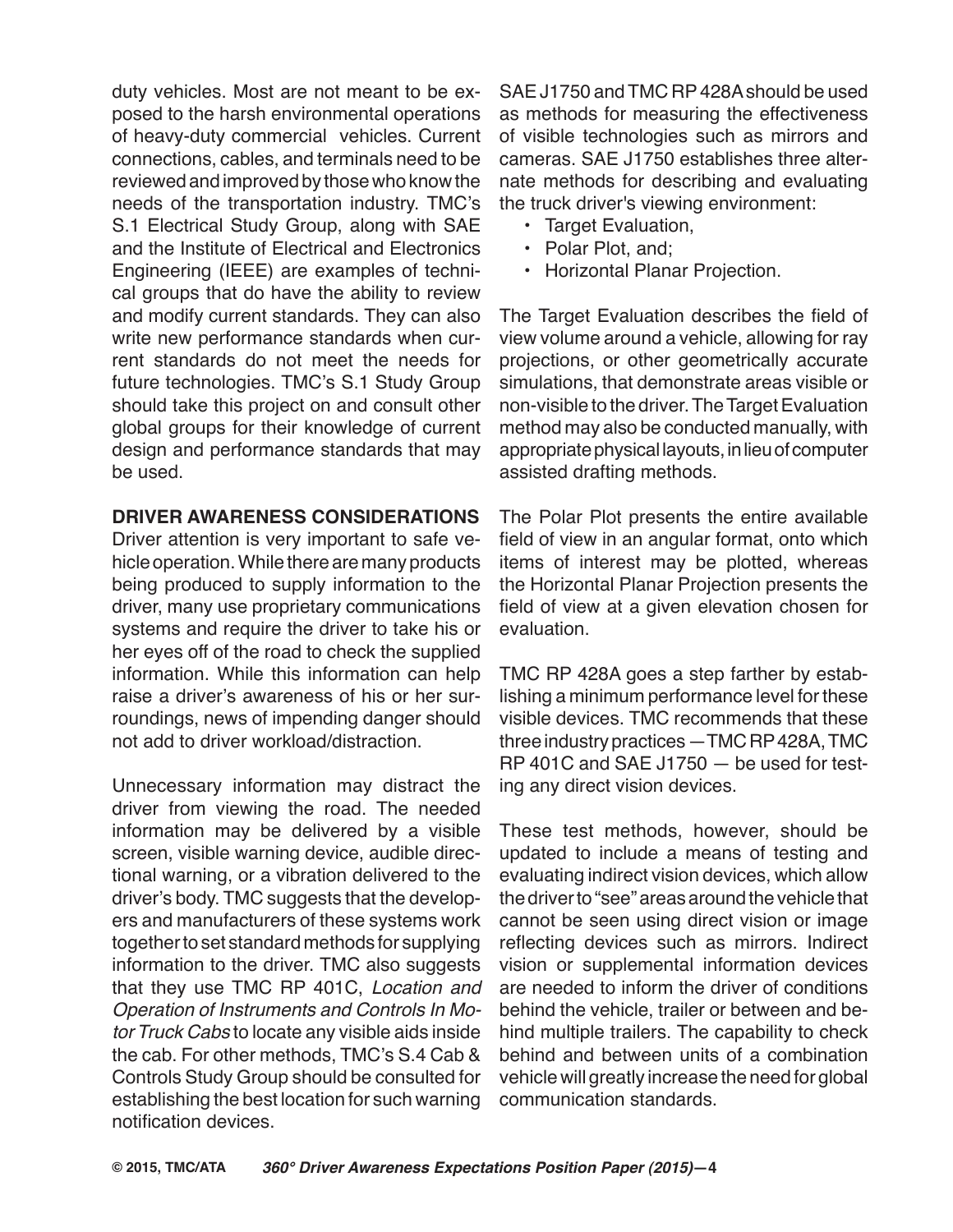duty vehicles. Most are not meant to be exposed to the harsh environmental operations of heavy-duty commercial vehicles. Current connections, cables, and terminals need to be reviewed and improved by those who know the needs of the transportation industry. TMC's S.1 Electrical Study Group, along with SAE and the Institute of Electrical and Electronics Engineering (IEEE) are examples of technical groups that do have the ability to review and modify current standards. They can also write new performance standards when current standards do not meet the needs for future technologies. TMC's S.1 Study Group should take this project on and consult other global groups for their knowledge of current design and performance standards that may be used.

## DRIVER AWARENESS CONSIDERATIONS

Driver attention is very important to safe vehicle operation. While there are many products being produced to supply information to the driver, many use proprietary communications systems and require the driver to take his or her eyes off of the road to check the supplied information. While this information can help raise a driver's awareness of his or her surroundings, news of impending danger should not add to driver workload/distraction.

Unnecessary information may distract the driver from viewing the road. The needed information may be delivered by a visible screen, visible warning device, audible directional warning, or a vibration delivered to the driver's body. TMC suggests that the developers and manufacturers of these systems work together to set standard methods for supplying information to the driver. TMC also suggests that they use TMC RP 401C, *Location and Operation of Instruments and Controls In Motor Truck Cabs* to locate any visible aids inside the cab. For other methods, TMC's S.4 Cab & Controls Study Group should be consulted for establishing the best location for such warning notification devices.

SAE J1750 and TMC RP 428A should be used as methods for measuring the effectiveness of visible technologies such as mirrors and cameras. SAE J1750 establishes three alternate methods for describing and evaluating the truck driver's viewing environment:

- Target Evaluation,
- Polar Plot, and;
- Horizontal Planar Projection.

The Target Evaluation describes the field of view volume around a vehicle, allowing for ray projections, or other geometrically accurate simulations, that demonstrate areas visible or non-visible to the driver. The Target Evaluation method may also be conducted manually, with appropriate physical layouts, in lieu of computer assisted drafting methods.

The Polar Plot presents the entire available field of view in an angular format, onto which items of interest may be plotted, whereas the Horizontal Planar Projection presents the field of view at a given elevation chosen for evaluation.

TMC RP 428A goes a step farther by establishing a minimum performance level for these visible devices. TMC recommends that these three industry practices — TMC RP 428A, TMC RP 401C and SAE J1750 — be used for testing any direct vision devices.

These test methods, however, should be updated to include a means of testing and evaluating indirect vision devices, which allow the driver to "see" areas around the vehicle that cannot be seen using direct vision or image reflecting devices such as mirrors. Indirect vision or supplemental information devices are needed to inform the driver of conditions behind the vehicle, trailer or between and behind multiple trailers. The capability to check behind and between units of a combination vehicle will greatly increase the need for global communication standards.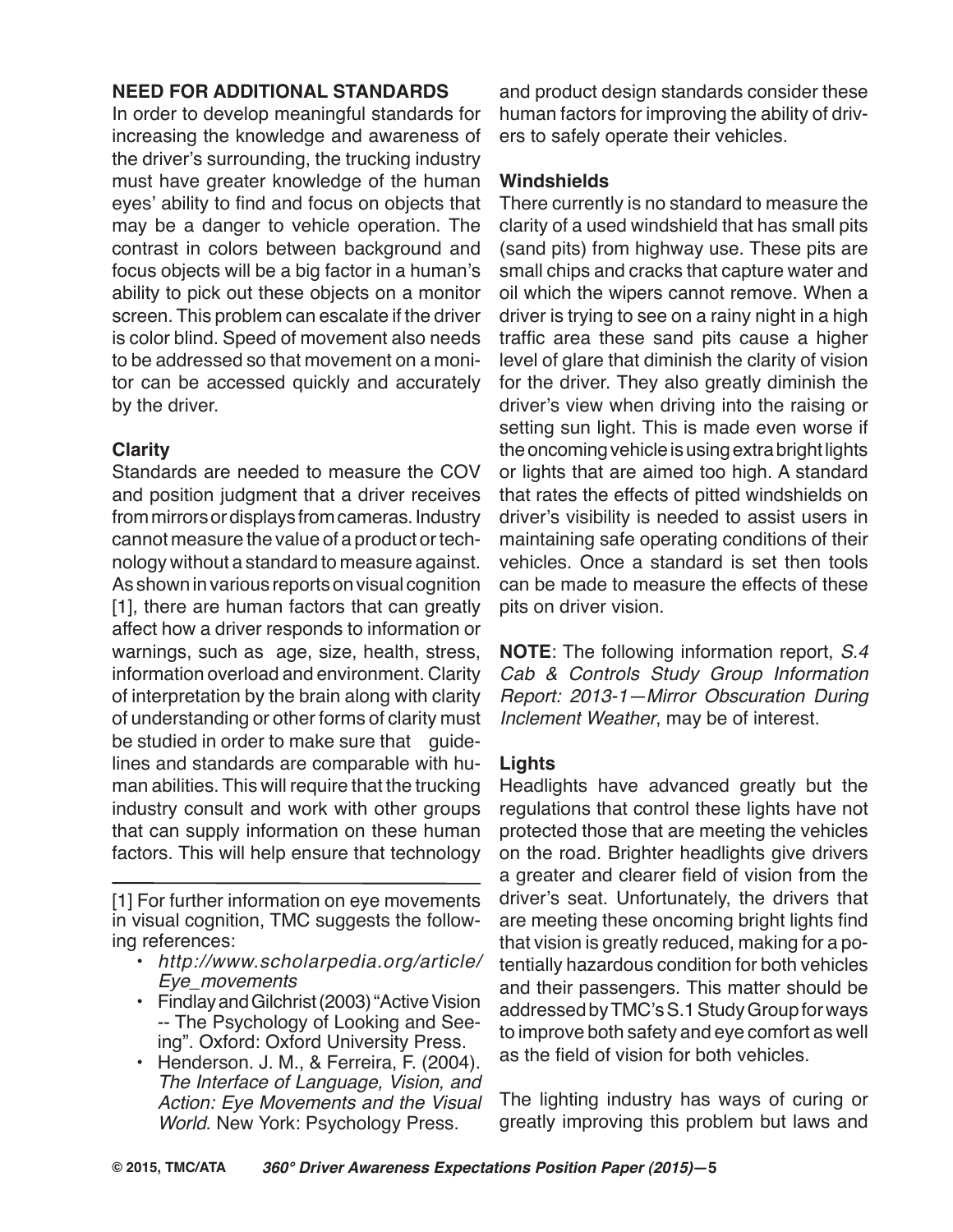## NEED FOR ADDITIONAL STANDARDS

In order to develop meaningful standards for increasing the knowledge and awareness of the driver's surrounding, the trucking industry must have greater knowledge of the human eyes' ability to find and focus on objects that may be a danger to vehicle operation. The contrast in colors between background and focus objects will be a big factor in a human's ability to pick out these objects on a monitor screen. This problem can escalate if the driver is color blind. Speed of movement also needs to be addressed so that movement on a monitor can be accessed quickly and accurately by the driver.

### Clarity

Standards are needed to measure the COV and position judgment that a driver receives from mirrors or displays from cameras. Industry cannot measure the value of a product or technology without a standard to measure against. As shown in various reports on visual cognition [1], there are human factors that can greatly affect how a driver responds to information or warnings, such as age, size, health, stress, information overload and environment. Clarity of interpretation by the brain along with clarity of understanding or other forms of clarity must be studied in order to make sure that guidelines and standards are comparable with human abilities. This will require that the trucking industry consult and work with other groups that can supply information on these human factors. This will help ensure that technology and product design standards consider these human factors for improving the ability of drivers to safely operate their vehicles.

### Windshields

There currently is no standard to measure the clarity of a used windshield that has small pits (sand pits) from highway use. These pits are small chips and cracks that capture water and oil which the wipers cannot remove. When a driver is trying to see on a rainy night in a high traffic area these sand pits cause a higher level of glare that diminish the clarity of vision for the driver. They also greatly diminish the driver's view when driving into the raising or setting sun light. This is made even worse if the oncoming vehicle is using extra bright lights or lights that are aimed too high. A standard that rates the effects of pitted windshields on driver's visibility is needed to assist users in maintaining safe operating conditions of their vehicles. Once a standard is set then tools can be made to measure the effects of these pits on driver vision.

**NOTE**: The following information report, *S.4 Cab & Controls Study Group Information Report: 2013-1—Mirror Obscuration During Inclement Weather*, may be of interest.

### Lights

Headlights have advanced greatly but the regulations that control these lights have not protected those that are meeting the vehicles on the road. Brighter headlights give drivers a greater and clearer field of vision from the driver's seat. Unfortunately, the drivers that are meeting these oncoming bright lights find that vision is greatly reduced, making for a potentially hazardous condition for both vehicles and their passengers. This matter should be addressed by TMC's S.1 Study Group for ways to improve both safety and eye comfort as well as the field of vision for both vehicles.

The lighting industry has ways of curing or greatly improving this problem but laws and

---

[1] For further information on eye movements in visual cognition, TMC suggests the following references:

- *http://www.scholarpedia.org/article/Eye_movements*
- Findlay and Gilchrist (2003) "Active Vision -- The Psychology of Looking and Seeing". Oxford: Oxford University Press.
- Henderson. J. M., & Ferreira, F. (2004). *The Interface of Language, Vision, and Action: Eye Movements and the Visual World*. New York: Psychology Press.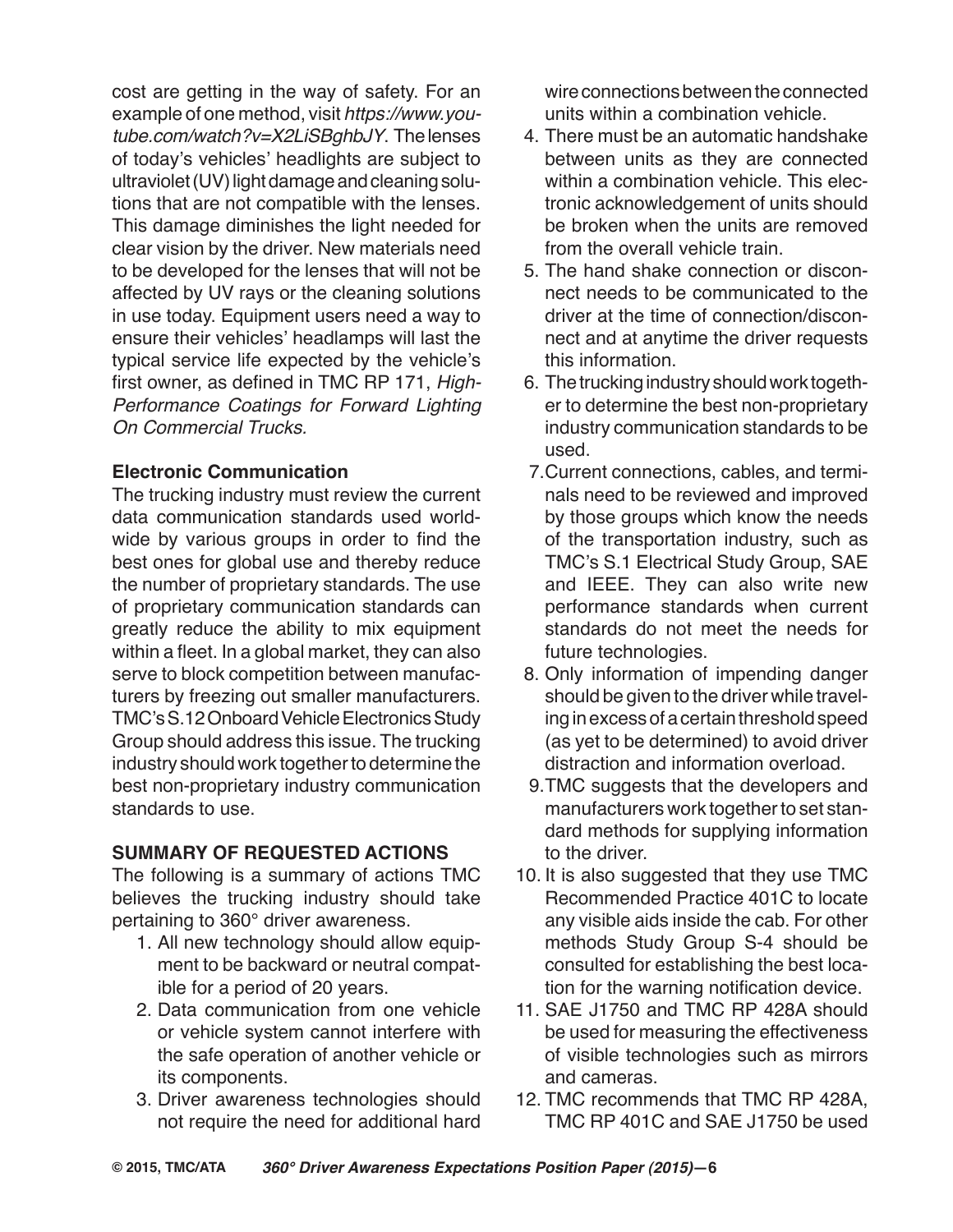cost are getting in the way of safety. For an example of one method, visit *https://www.youtube.com/watch?v=X2LiSBghbJY*. The lenses of today's vehicles' headlights are subject to ultraviolet (UV) light damage and cleaning solutions that are not compatible with the lenses. This damage diminishes the light needed for clear vision by the driver. New materials need to be developed for the lenses that will not be affected by UV rays or the cleaning solutions in use today. Equipment users need a way to ensure their vehicles' headlamps will last the typical service life expected by the vehicle's first owner, as defined in TMC RP 171, *High-Performance Coatings for Forward Lighting On Commercial Trucks*.

**Electronic Communication**

The trucking industry must review the current data communication standards used worldwide by various groups in order to find the best ones for global use and thereby reduce the number of proprietary standards. The use of proprietary communication standards can greatly reduce the ability to mix equipment within a fleet. In a global market, they can also serve to block competition between manufacturers by freezing out smaller manufacturers. TMC's S.12 Onboard Vehicle Electronics Study Group should address this issue. The trucking industry should work together to determine the best non-proprietary industry communication standards to use.

**SUMMARY OF REQUESTED ACTIONS**

The following is a summary of actions TMC believes the trucking industry should take pertaining to 360° driver awareness.

1. All new technology should allow equipment to be backward or neutral compatible for a period of 20 years.
2. Data communication from one vehicle or vehicle system cannot interfere with the safe operation of another vehicle or its components.
3. Driver awareness technologies should not require the need for additional hard wire connections between the connected units within a combination vehicle.
4. There must be an automatic handshake between units as they are connected within a combination vehicle. This electronic acknowledgement of units should be broken when the units are removed from the overall vehicle train.
5. The hand shake connection or disconnect needs to be communicated to the driver at the time of connection/disconnect and at anytime the driver requests this information.
6. The trucking industry should work together to determine the best non-proprietary industry communication standards to be used.
7. Current connections, cables, and terminals need to be reviewed and improved by those groups which know the needs of the transportation industry, such as TMC's S.1 Electrical Study Group, SAE and IEEE. They can also write new performance standards when current standards do not meet the needs for future technologies.
8. Only information of impending danger should be given to the driver while traveling in excess of a certain threshold speed (as yet to be determined) to avoid driver distraction and information overload.
9. TMC suggests that the developers and manufacturers work together to set standard methods for supplying information to the driver.
10. It is also suggested that they use TMC Recommended Practice 401C to locate any visible aids inside the cab. For other methods Study Group S-4 should be consulted for establishing the best location for the warning notification device.
11. SAE J1750 and TMC RP 428A should be used for measuring the effectiveness of visible technologies such as mirrors and cameras.
12. TMC recommends that TMC RP 428A, TMC RP 401C and SAE J1750 be used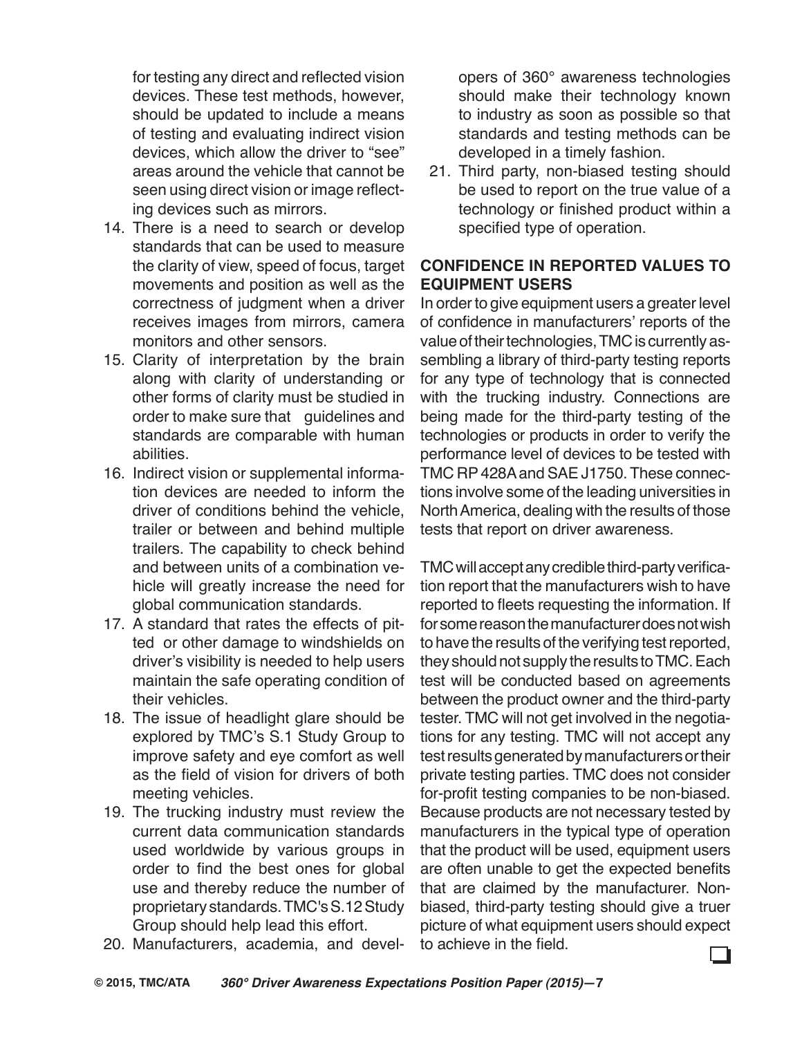for testing any direct and reflected vision devices. These test methods, however, should be updated to include a means of testing and evaluating indirect vision devices, which allow the driver to "see" areas around the vehicle that cannot be seen using direct vision or image reflecting devices such as mirrors.

14. There is a need to search or develop standards that can be used to measure the clarity of view, speed of focus, target movements and position as well as the correctness of judgment when a driver receives images from mirrors, camera monitors and other sensors.
15. Clarity of interpretation by the brain along with clarity of understanding or other forms of clarity must be studied in order to make sure that guidelines and standards are comparable with human abilities.
16. Indirect vision or supplemental information devices are needed to inform the driver of conditions behind the vehicle, trailer or between and behind multiple trailers. The capability to check behind and between units of a combination vehicle will greatly increase the need for global communication standards.
17. A standard that rates the effects of pitted or other damage to windshields on driver's visibility is needed to help users maintain the safe operating condition of their vehicles.
18. The issue of headlight glare should be explored by TMC's S.1 Study Group to improve safety and eye comfort as well as the field of vision for drivers of both meeting vehicles.
19. The trucking industry must review the current data communication standards used worldwide by various groups in order to find the best ones for global use and thereby reduce the number of proprietary standards. TMC's S.12 Study Group should help lead this effort.
20. Manufacturers, academia, and developers of 360° awareness technologies should make their technology known to industry as soon as possible so that standards and testing methods can be developed in a timely fashion.
21. Third party, non-biased testing should be used to report on the true value of a technology or finished product within a specified type of operation.

## CONFIDENCE IN REPORTED VALUES TO EQUIPMENT USERS

In order to give equipment users a greater level of confidence in manufacturers' reports of the value of their technologies, TMC is currently assembling a library of third-party testing reports for any type of technology that is connected with the trucking industry. Connections are being made for the third-party testing of the technologies or products in order to verify the performance level of devices to be tested with TMC RP 428A and SAE J1750. These connections involve some of the leading universities in North America, dealing with the results of those tests that report on driver awareness.

TMC will accept any credible third-party verification report that the manufacturers wish to have reported to fleets requesting the information. If for some reason the manufacturer does not wish to have the results of the verifying test reported, they should not supply the results to TMC. Each test will be conducted based on agreements between the product owner and the third-party tester. TMC will not get involved in the negotiations for any testing. TMC will not accept any test results generated by manufacturers or their private testing parties. TMC does not consider for-profit testing companies to be non-biased. Because products are not necessary tested by manufacturers in the typical type of operation that the product will be used, equipment users are often unable to get the expected benefits that are claimed by the manufacturer. Non-biased, third-party testing should give a truer picture of what equipment users should expect to achieve in the field.